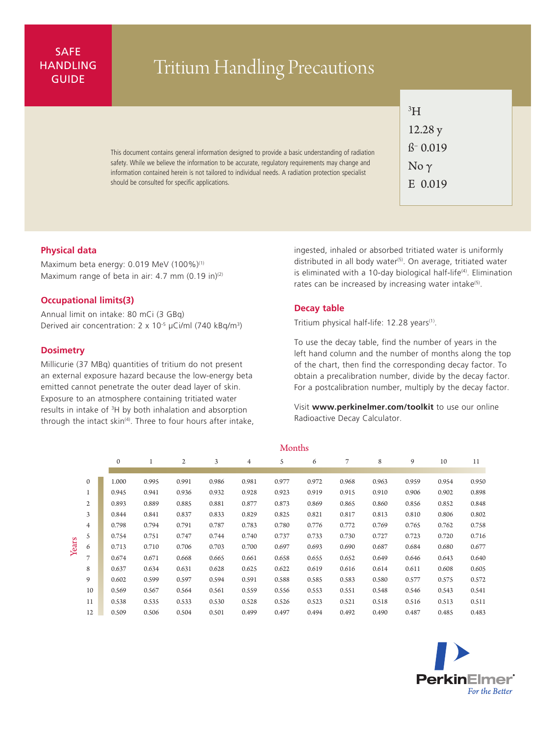SAFE HANDLING GUIDE

# Tritium Handling Precautions

$^{3}H$
12.28 y
ß⁻ 0.019
No γ
E 0.019

This document contains general information designed to provide a basic understanding of radiation safety. While we believe the information to be accurate, regulatory requirements may change and information contained herein is not tailored to individual needs. A radiation protection specialist should be consulted for specific applications.

## Physical data

Maximum beta energy: 0.019 MeV (100%)[1]
Maximum range of beta in air: 4.7 mm (0.19 in)[2]

## Occupational limits(3)

Annual limit on intake: 80 mCi (3 GBq)
Derived air concentration: $2 \times 10^{-5}$ µCi/ml (740 kBq/m$^3$)

## Dosimetry

Millicurie (37 MBq) quantities of tritium do not present an external exposure hazard because the low-energy beta emitted cannot penetrate the outer dead layer of skin. Exposure to an atmosphere containing tritiated water results in intake of $^{3}H$ by both inhalation and absorption through the intact skin[4]. Three to four hours after intake, ingested, inhaled or absorbed tritiated water is uniformly distributed in all body water[5]. On average, tritiated water is eliminated with a 10-day biological half-life[4]. Elimination rates can be increased by increasing water intake[5].

## Decay table

Tritium physical half-life: 12.28 years[1].

To use the decay table, find the number of years in the left hand column and the number of months along the top of the chart, then find the corresponding decay factor. To obtain a precalibration number, divide by the decay factor. For a postcalibration number, multiply by the decay factor.

Visit **www.perkinelmer.com/toolkit** to use our online Radioactive Decay Calculator.

| Years \ Months | 0 | 1 | 2 | 3 | 4 | 5 | 6 | 7 | 8 | 9 | 10 | 11 |
|---|---|---|---|---|---|---|---|---|---|---|---|---|
| 0 | 1.000 | 0.995 | 0.991 | 0.986 | 0.981 | 0.977 | 0.972 | 0.968 | 0.963 | 0.959 | 0.954 | 0.950 |
| 1 | 0.945 | 0.941 | 0.936 | 0.932 | 0.928 | 0.923 | 0.919 | 0.915 | 0.910 | 0.906 | 0.902 | 0.898 |
| 2 | 0.893 | 0.889 | 0.885 | 0.881 | 0.877 | 0.873 | 0.869 | 0.865 | 0.860 | 0.856 | 0.852 | 0.848 |
| 3 | 0.844 | 0.841 | 0.837 | 0.833 | 0.829 | 0.825 | 0.821 | 0.817 | 0.813 | 0.810 | 0.806 | 0.802 |
| 4 | 0.798 | 0.794 | 0.791 | 0.787 | 0.783 | 0.780 | 0.776 | 0.772 | 0.769 | 0.765 | 0.762 | 0.758 |
| 5 | 0.754 | 0.751 | 0.747 | 0.744 | 0.740 | 0.737 | 0.733 | 0.730 | 0.727 | 0.723 | 0.720 | 0.716 |
| 6 | 0.713 | 0.710 | 0.706 | 0.703 | 0.700 | 0.697 | 0.693 | 0.690 | 0.687 | 0.684 | 0.680 | 0.677 |
| 7 | 0.674 | 0.671 | 0.668 | 0.665 | 0.661 | 0.658 | 0.655 | 0.652 | 0.649 | 0.646 | 0.643 | 0.640 |
| 8 | 0.637 | 0.634 | 0.631 | 0.628 | 0.625 | 0.622 | 0.619 | 0.616 | 0.614 | 0.611 | 0.608 | 0.605 |
| 9 | 0.602 | 0.599 | 0.597 | 0.594 | 0.591 | 0.588 | 0.585 | 0.583 | 0.580 | 0.577 | 0.575 | 0.572 |
| 10 | 0.569 | 0.567 | 0.564 | 0.561 | 0.559 | 0.556 | 0.553 | 0.551 | 0.548 | 0.546 | 0.543 | 0.541 |
| 11 | 0.538 | 0.535 | 0.533 | 0.530 | 0.528 | 0.526 | 0.523 | 0.521 | 0.518 | 0.516 | 0.513 | 0.511 |
| 12 | 0.509 | 0.506 | 0.504 | 0.501 | 0.499 | 0.497 | 0.494 | 0.492 | 0.490 | 0.487 | 0.485 | 0.483 |

PerkinElmer
*For the Better*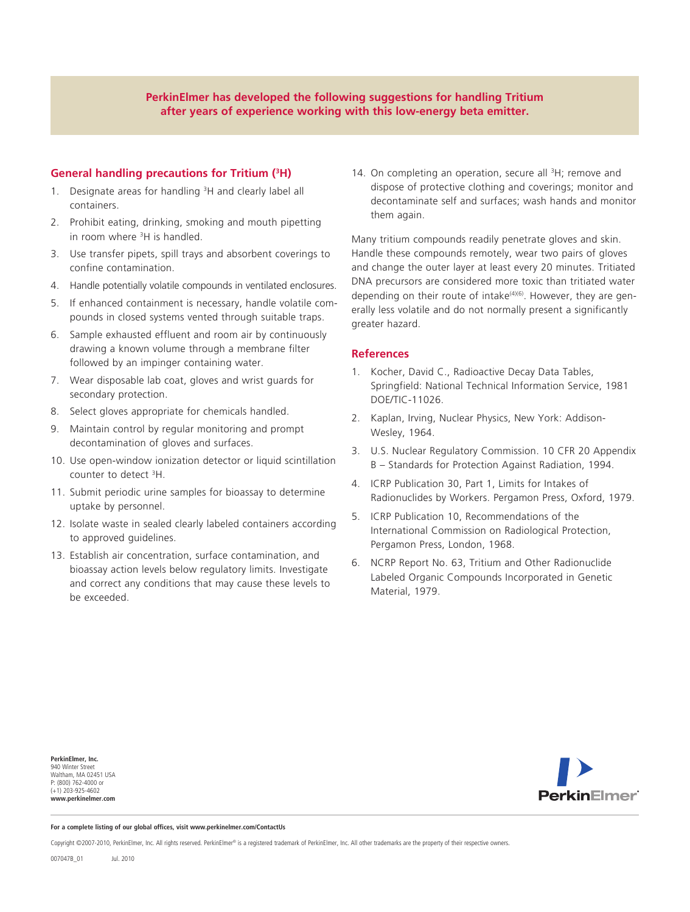**PerkinElmer has developed the following suggestions for handling Tritium after years of experience working with this low-energy beta emitter.**

## General handling precautions for Tritium ($^3H$)

1. Designate areas for handling $^3H$ and clearly label all containers.
2. Prohibit eating, drinking, smoking and mouth pipetting in room where $^3H$ is handled.
3. Use transfer pipets, spill trays and absorbent coverings to confine contamination.
4. Handle potentially volatile compounds in ventilated enclosures.
5. If enhanced containment is necessary, handle volatile compounds in closed systems vented through suitable traps.
6. Sample exhausted effluent and room air by continuously drawing a known volume through a membrane filter followed by an impinger containing water.
7. Wear disposable lab coat, gloves and wrist guards for secondary protection.
8. Select gloves appropriate for chemicals handled.
9. Maintain control by regular monitoring and prompt decontamination of gloves and surfaces.
10. Use open-window ionization detector or liquid scintillation counter to detect $^3H$.
11. Submit periodic urine samples for bioassay to determine uptake by personnel.
12. Isolate waste in sealed clearly labeled containers according to approved guidelines.
13. Establish air concentration, surface contamination, and bioassay action levels below regulatory limits. Investigate and correct any conditions that may cause these levels to be exceeded.
14. On completing an operation, secure all $^3H$; remove and dispose of protective clothing and coverings; monitor and decontaminate self and surfaces; wash hands and monitor them again.

Many tritium compounds readily penetrate gloves and skin. Handle these compounds remotely, wear two pairs of gloves and change the outer layer at least every 20 minutes. Tritiated DNA precursors are considered more toxic than tritiated water depending on their route of intake[4][6]. However, they are generally less volatile and do not normally present a significantly greater hazard.

## References

1. Kocher, David C., Radioactive Decay Data Tables, Springfield: National Technical Information Service, 1981 DOE/TIC-11026.
2. Kaplan, Irving, Nuclear Physics, New York: Addison-Wesley, 1964.
3. U.S. Nuclear Regulatory Commission. 10 CFR 20 Appendix B – Standards for Protection Against Radiation, 1994.
4. ICRP Publication 30, Part 1, Limits for Intakes of Radionuclides by Workers. Pergamon Press, Oxford, 1979.
5. ICRP Publication 10, Recommendations of the International Commission on Radiological Protection, Pergamon Press, London, 1968.
6. NCRP Report No. 63, Tritium and Other Radionuclide Labeled Organic Compounds Incorporated in Genetic Material, 1979.

**PerkinElmer, Inc.**
940 Winter Street
Waltham, MA 02451 USA
P: (800) 762-4000 or
(+1) 203-925-4602
**www.perkinelmer.com**

**For a complete listing of our global offices, visit www.perkinelmer.com/ContactUs**

Copyright ©2007-2010, PerkinElmer, Inc. All rights reserved. PerkinElmer® is a registered trademark of PerkinElmer, Inc. All other trademarks are the property of their respective owners.

007047B_01 Jul. 2010